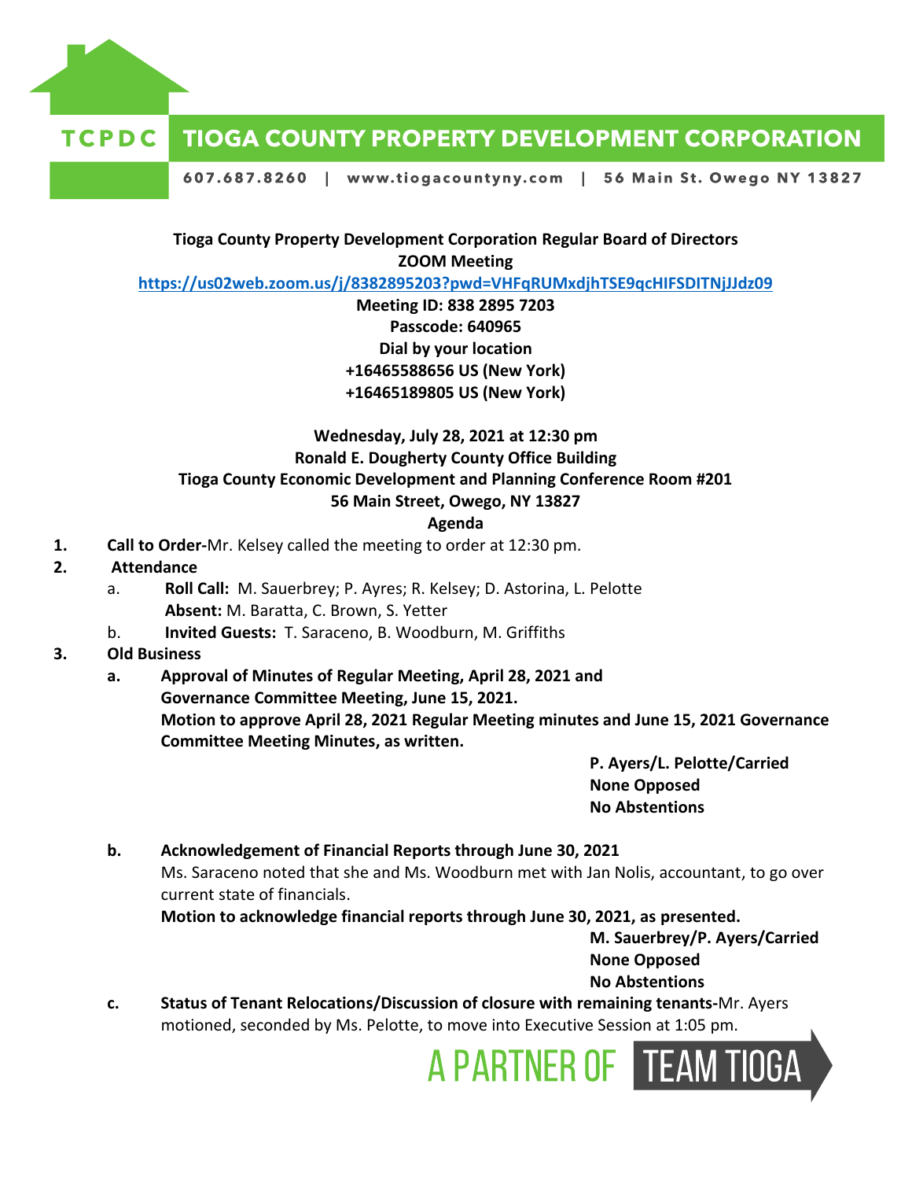**TCPDC TIOGA COUNTY PROPERTY DEVELOPMENT CORPORATION**

607.687.8260 | www.tiogacountyny.com | 56 Main St. Owego NY 13827

**Tioga County Property Development Corporation Regular Board of Directors**
**ZOOM Meeting**
**https://us02web.zoom.us/j/8382895203?pwd=VHFqRUMxdjhTSE9qcHIFSDITNjJJdz09**
**Meeting ID: 838 2895 7203**
**Passcode: 640965**
**Dial by your location**
**+16465588656 US (New York)**
**+16465189805 US (New York)**

**Wednesday, July 28, 2021 at 12:30 pm**
**Ronald E. Dougherty County Office Building**
**Tioga County Economic Development and Planning Conference Room #201**
**56 Main Street, Owego, NY 13827**
**Agenda**

1. **Call to Order-**Mr. Kelsey called the meeting to order at 12:30 pm.
2. **Attendance**
   a. **Roll Call:** M. Sauerbrey; P. Ayres; R. Kelsey; D. Astorina, L. Pelotte
      **Absent:** M. Baratta, C. Brown, S. Yetter
   b. **Invited Guests:** T. Saraceno, B. Woodburn, M. Griffiths
3. **Old Business**
   a. **Approval of Minutes of Regular Meeting, April 28, 2021 and Governance Committee Meeting, June 15, 2021.**
      **Motion to approve April 28, 2021 Regular Meeting minutes and June 15, 2021 Governance Committee Meeting Minutes, as written.**

      **P. Ayers/L. Pelotte/Carried**
      **None Opposed**
      **No Abstentions**

   b. **Acknowledgement of Financial Reports through June 30, 2021**
      Ms. Saraceno noted that she and Ms. Woodburn met with Jan Nolis, accountant, to go over current state of financials.
      **Motion to acknowledge financial reports through June 30, 2021, as presented.**

      **M. Sauerbrey/P. Ayers/Carried**
      **None Opposed**
      **No Abstentions**

   c. **Status of Tenant Relocations/Discussion of closure with remaining tenants-**Mr. Ayers motioned, seconded by Ms. Pelotte, to move into Executive Session at 1:05 pm.

A PARTNER OF TEAM TIOGA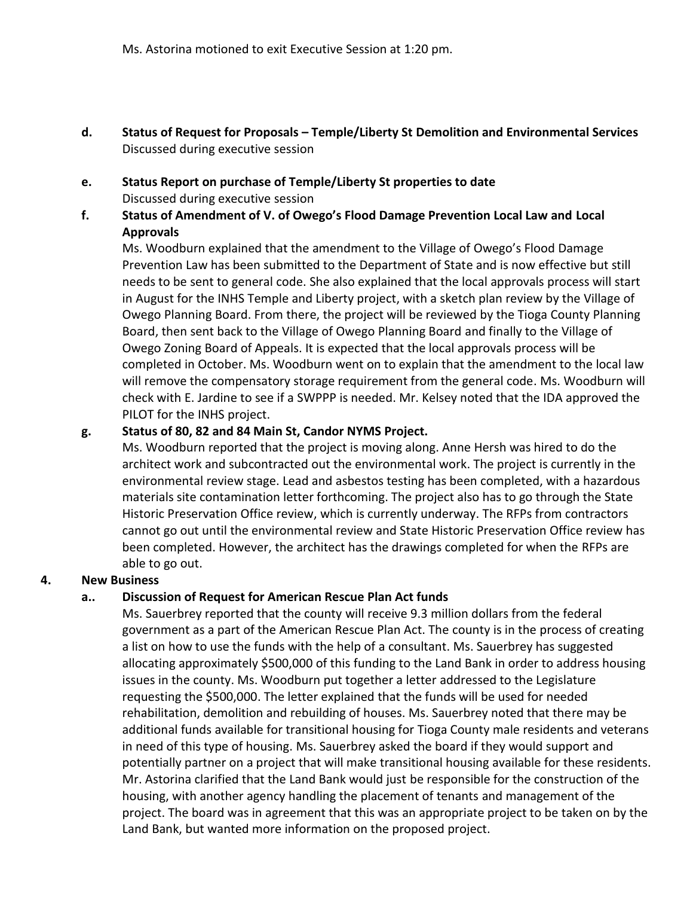Ms. Astorina motioned to exit Executive Session at 1:20 pm.

**d. Status of Request for Proposals – Temple/Liberty St Demolition and Environmental Services**

Discussed during executive session

**e. Status Report on purchase of Temple/Liberty St properties to date**

Discussed during executive session

**f. Status of Amendment of V. of Owego's Flood Damage Prevention Local Law and Local Approvals**

Ms. Woodburn explained that the amendment to the Village of Owego's Flood Damage Prevention Law has been submitted to the Department of State and is now effective but still needs to be sent to general code. She also explained that the local approvals process will start in August for the INHS Temple and Liberty project, with a sketch plan review by the Village of Owego Planning Board. From there, the project will be reviewed by the Tioga County Planning Board, then sent back to the Village of Owego Planning Board and finally to the Village of Owego Zoning Board of Appeals. It is expected that the local approvals process will be completed in October. Ms. Woodburn went on to explain that the amendment to the local law will remove the compensatory storage requirement from the general code. Ms. Woodburn will check with E. Jardine to see if a SWPPP is needed. Mr. Kelsey noted that the IDA approved the PILOT for the INHS project.

**g. Status of 80, 82 and 84 Main St, Candor NYMS Project.**

Ms. Woodburn reported that the project is moving along. Anne Hersh was hired to do the architect work and subcontracted out the environmental work. The project is currently in the environmental review stage. Lead and asbestos testing has been completed, with a hazardous materials site contamination letter forthcoming. The project also has to go through the State Historic Preservation Office review, which is currently underway. The RFPs from contractors cannot go out until the environmental review and State Historic Preservation Office review has been completed. However, the architect has the drawings completed for when the RFPs are able to go out.

**4. New Business**

**a.. Discussion of Request for American Rescue Plan Act funds**

Ms. Sauerbrey reported that the county will receive 9.3 million dollars from the federal government as a part of the American Rescue Plan Act. The county is in the process of creating a list on how to use the funds with the help of a consultant. Ms. Sauerbrey has suggested allocating approximately $500,000 of this funding to the Land Bank in order to address housing issues in the county. Ms. Woodburn put together a letter addressed to the Legislature requesting the $500,000. The letter explained that the funds will be used for needed rehabilitation, demolition and rebuilding of houses. Ms. Sauerbrey noted that there may be additional funds available for transitional housing for Tioga County male residents and veterans in need of this type of housing. Ms. Sauerbrey asked the board if they would support and potentially partner on a project that will make transitional housing available for these residents. Mr. Astorina clarified that the Land Bank would just be responsible for the construction of the housing, with another agency handling the placement of tenants and management of the project. The board was in agreement that this was an appropriate project to be taken on by the Land Bank, but wanted more information on the proposed project.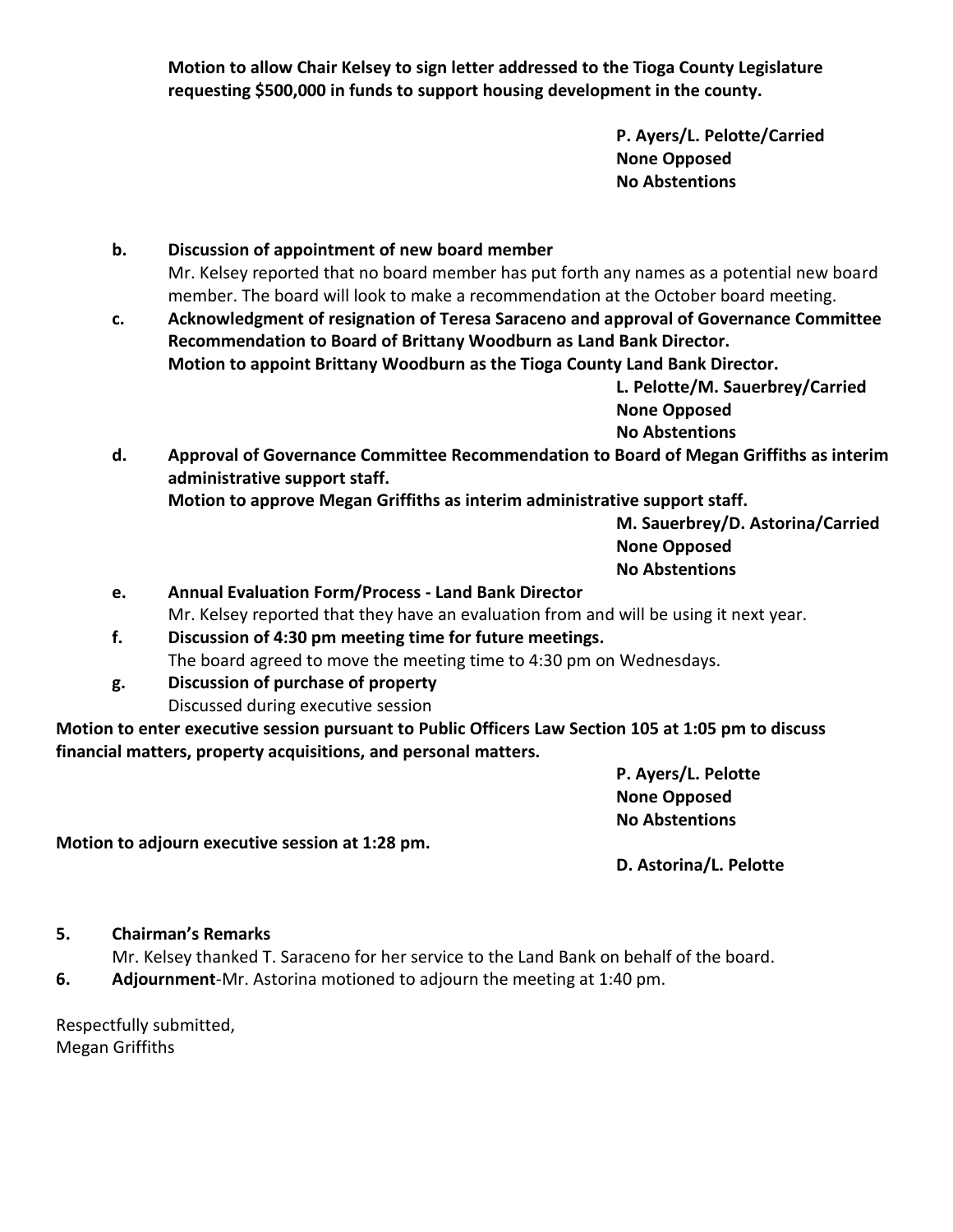**Motion to allow Chair Kelsey to sign letter addressed to the Tioga County Legislature requesting $500,000 in funds to support housing development in the county.**

**P. Ayers/L. Pelotte/Carried**
**None Opposed**
**No Abstentions**

**b. Discussion of appointment of new board member**
Mr. Kelsey reported that no board member has put forth any names as a potential new board member. The board will look to make a recommendation at the October board meeting.

**c. Acknowledgment of resignation of Teresa Saraceno and approval of Governance Committee Recommendation to Board of Brittany Woodburn as Land Bank Director.**
**Motion to appoint Brittany Woodburn as the Tioga County Land Bank Director.**

**L. Pelotte/M. Sauerbrey/Carried**
**None Opposed**
**No Abstentions**

**d. Approval of Governance Committee Recommendation to Board of Megan Griffiths as interim administrative support staff.**
**Motion to approve Megan Griffiths as interim administrative support staff.**

**M. Sauerbrey/D. Astorina/Carried**
**None Opposed**
**No Abstentions**

**e. Annual Evaluation Form/Process - Land Bank Director**
Mr. Kelsey reported that they have an evaluation from and will be using it next year.

**f. Discussion of 4:30 pm meeting time for future meetings.**
The board agreed to move the meeting time to 4:30 pm on Wednesdays.

**g. Discussion of purchase of property**
Discussed during executive session

**Motion to enter executive session pursuant to Public Officers Law Section 105 at 1:05 pm to discuss financial matters, property acquisitions, and personal matters.**

**P. Ayers/L. Pelotte**
**None Opposed**
**No Abstentions**

**Motion to adjourn executive session at 1:28 pm.**

**D. Astorina/L. Pelotte**

**5. Chairman's Remarks**
Mr. Kelsey thanked T. Saraceno for her service to the Land Bank on behalf of the board.

**6. Adjournment**-Mr. Astorina motioned to adjourn the meeting at 1:40 pm.

Respectfully submitted,
Megan Griffiths